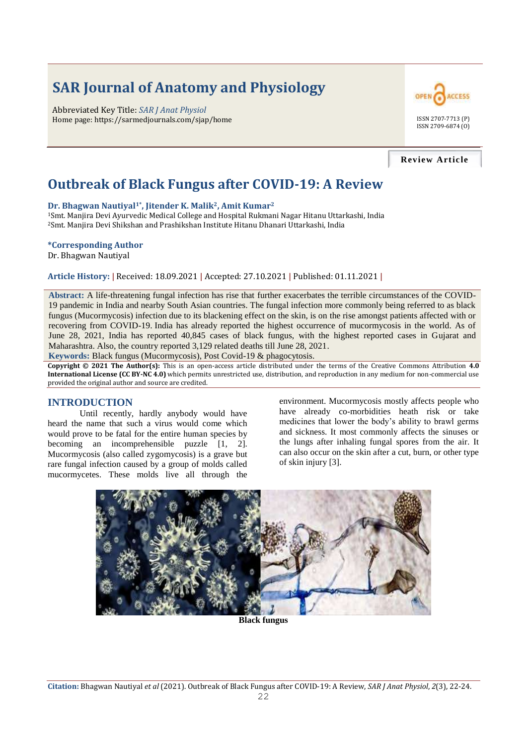# SAR Journal of Anatomy and Physiology

Abbreviated Key Title: *SAR J Anat Physiol*
Home page: https://sarmedjournals.com/sjap/home

ISSN 2707-7713 (P)
ISSN 2709-6874 (O)

**Review Article**

# Outbreak of Black Fungus after COVID-19: A Review

**Dr. Bhagwan Nautiyal[1*], Jitender K. Malik[2], Amit Kumar[2]**

[1]Smt. Manjira Devi Ayurvedic Medical College and Hospital Rukmani Nagar Hitanu Uttarkashi, India
[2]Smt. Manjira Devi Shikshan and Prashikshan Institute Hitanu Dhanari Uttarkashi, India

**\*Corresponding Author**
Dr. Bhagwan Nautiyal

**Article History:** | Received: 18.09.2021 | Accepted: 27.10.2021 | Published: 01.11.2021 |

**Abstract:** A life-threatening fungal infection has rise that further exacerbates the terrible circumstances of the COVID-19 pandemic in India and nearby South Asian countries. The fungal infection more commonly being referred to as black fungus (Mucormycosis) infection due to its blackening effect on the skin, is on the rise amongst patients affected with or recovering from COVID-19. India has already reported the highest occurrence of mucormycosis in the world. As of June 28, 2021, India has reported 40,845 cases of black fungus, with the highest reported cases in Gujarat and Maharashtra. Also, the country reported 3,129 related deaths till June 28, 2021.

**Keywords:** Black fungus (Mucormycosis), Post Covid-19 & phagocytosis.

**Copyright © 2021 The Author(s):** This is an open-access article distributed under the terms of the Creative Commons Attribution **4.0 International License (CC BY-NC 4.0)** which permits unrestricted use, distribution, and reproduction in any medium for non-commercial use provided the original author and source are credited.

## INTRODUCTION

Until recently, hardly anybody would have heard the name that such a virus would come which would prove to be fatal for the entire human species by becoming an incomprehensible puzzle [1, 2]. Mucormycosis (also called zygomycosis) is a grave but rare fungal infection caused by a group of molds called mucormycetes. These molds live all through the environment. Mucormycosis mostly affects people who have already co-morbidities heath risk or take medicines that lower the body's ability to brawl germs and sickness. It most commonly affects the sinuses or the lungs after inhaling fungal spores from the air. It can also occur on the skin after a cut, burn, or other type of skin injury [3].

**Black fungus**

**Citation:** Bhagwan Nautiyal *et al* (2021). Outbreak of Black Fungus after COVID-19: A Review, *SAR J Anat Physiol*, *2*(3), 22-24.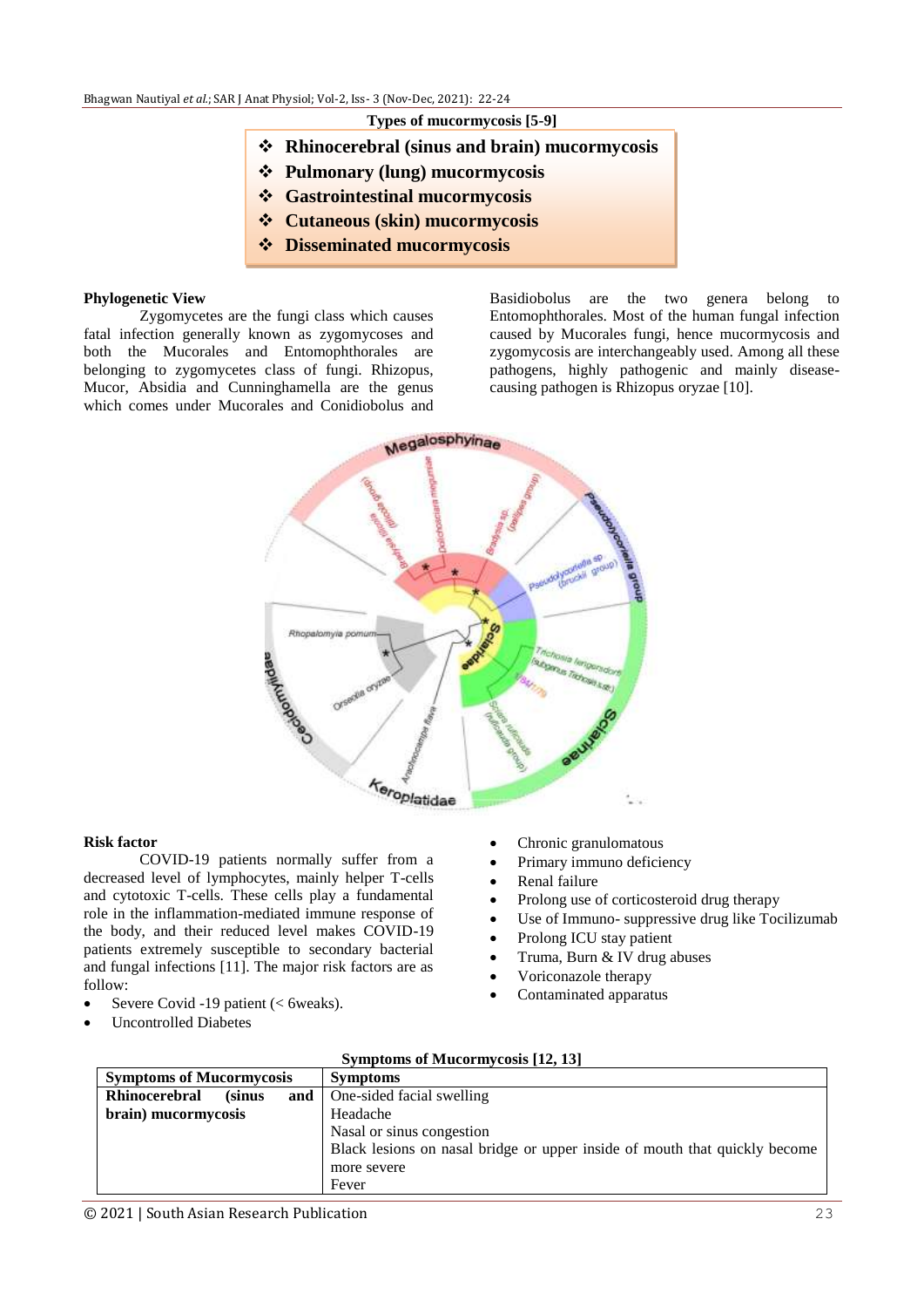**Types of mucormycosis [5-9]**

- ❖ **Rhinocerebral (sinus and brain) mucormycosis**
- ❖ **Pulmonary (lung) mucormycosis**
- ❖ **Gastrointestinal mucormycosis**
- ❖ **Cutaneous (skin) mucormycosis**
- ❖ **Disseminated mucormycosis**

**Phylogenetic View**

Zygomycetes are the fungi class which causes fatal infection generally known as zygomycoses and both the Mucorales and Entomophthorales are belonging to zygomycetes class of fungi. Rhizopus, Mucor, Absidia and Cunninghamella are the genus which comes under Mucorales and Conidiobolus and Basidiobolus are the two genera belong to Entomophthorales. Most of the human fungal infection caused by Mucorales fungi, hence mucormycosis and zygomycosis are interchangeably used. Among all these pathogens, highly pathogenic and mainly disease-causing pathogen is Rhizopus oryzae [10].

**Risk factor**

COVID-19 patients normally suffer from a decreased level of lymphocytes, mainly helper T-cells and cytotoxic T-cells. These cells play a fundamental role in the inflammation-mediated immune response of the body, and their reduced level makes COVID-19 patients extremely susceptible to secondary bacterial and fungal infections [11]. The major risk factors are as follow:

- Severe Covid -19 patient (< 6weaks).
- Uncontrolled Diabetes
- Chronic granulomatous
- Primary immuno deficiency
- Renal failure
- Prolong use of corticosteroid drug therapy
- Use of Immuno- suppressive drug like Tocilizumab
- Prolong ICU stay patient
- Truma, Burn & IV drug abuses
- Voriconazole therapy
- Contaminated apparatus

**Symptoms of Mucormycosis [12, 13]**

| Symptoms of Mucormycosis | Symptoms |
|---|---|
| **Rhinocerebral (sinus and brain) mucormycosis** | One-sided facial swelling<br>Headache<br>Nasal or sinus congestion<br>Black lesions on nasal bridge or upper inside of mouth that quickly become more severe<br>Fever |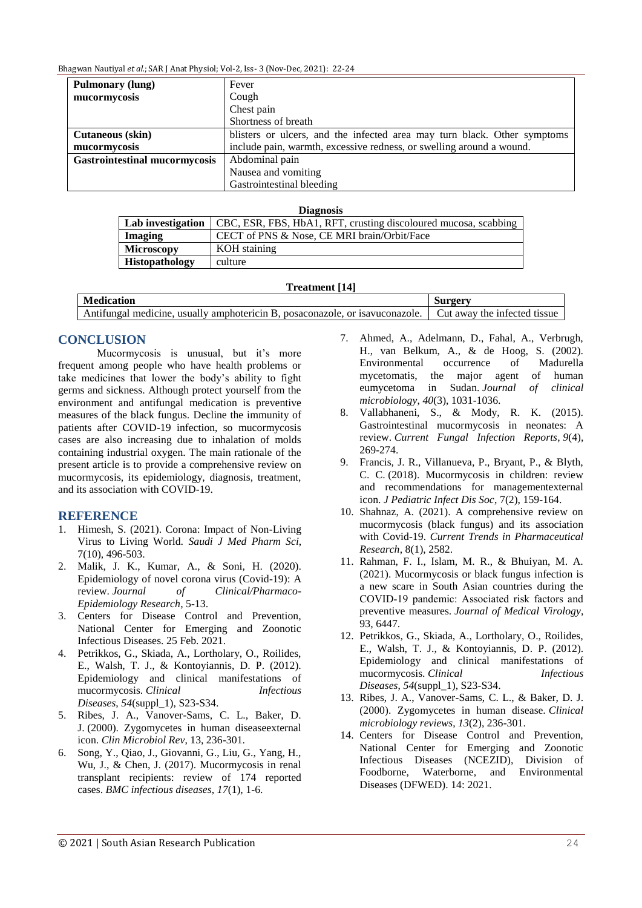| | |
|---|---|
| **Pulmonary (lung) mucormycosis** | Fever<br>Cough<br>Chest pain<br>Shortness of breath |
| **Cutaneous (skin) mucormycosis** | blisters or ulcers, and the infected area may turn black. Other symptoms include pain, warmth, excessive redness, or swelling around a wound. |
| **Gastrointestinal mucormycosis** | Abdominal pain<br>Nausea and vomiting<br>Gastrointestinal bleeding |

**Diagnosis**

| | |
|---|---|
| **Lab investigation** | CBC, ESR, FBS, HbA1, RFT, crusting discoloured mucosa, scabbing |
| **Imaging** | CECT of PNS & Nose, CE MRI brain/Orbit/Face |
| **Microscopy** | KOH staining |
| **Histopathology** | culture |

**Treatment [14]**

| **Medication** | **Surgery** |
|---|---|
| Antifungal medicine, usually amphotericin B, posaconazole, or isavuconazole. | Cut away the infected tissue |

## CONCLUSION

Mucormycosis is unusual, but it's more frequent among people who have health problems or take medicines that lower the body's ability to fight germs and sickness. Although protect yourself from the environment and antifungal medication is preventive measures of the black fungus. Decline the immunity of patients after COVID-19 infection, so mucormycosis cases are also increasing due to inhalation of molds containing industrial oxygen. The main rationale of the present article is to provide a comprehensive review on mucormycosis, its epidemiology, diagnosis, treatment, and its association with COVID-19.

## REFERENCE

1. Himesh, S. (2021). Corona: Impact of Non-Living Virus to Living World. *Saudi J Med Pharm Sci*, 7(10), 496-503.
2. Malik, J. K., Kumar, A., & Soni, H. (2020). Epidemiology of novel corona virus (Covid-19): A review. *Journal of Clinical/Pharmaco-Epidemiology Research*, 5-13.
3. Centers for Disease Control and Prevention, National Center for Emerging and Zoonotic Infectious Diseases. 25 Feb. 2021.
4. Petrikkos, G., Skiada, A., Lortholary, O., Roilides, E., Walsh, T. J., & Kontoyiannis, D. P. (2012). Epidemiology and clinical manifestations of mucormycosis. *Clinical Infectious Diseases*, *54*(suppl_1), S23-S34.
5. Ribes, J. A., Vanover-Sams, C. L., Baker, D. J. (2000). Zygomycetes in human diseaseexternal icon. *Clin Microbiol Rev*, 13, 236-301.
6. Song, Y., Qiao, J., Giovanni, G., Liu, G., Yang, H., Wu, J., & Chen, J. (2017). Mucormycosis in renal transplant recipients: review of 174 reported cases. *BMC infectious diseases*, *17*(1), 1-6.
7. Ahmed, A., Adelmann, D., Fahal, A., Verbrugh, H., van Belkum, A., & de Hoog, S. (2002). Environmental occurrence of Madurella mycetomatis, the major agent of human eumycetoma in Sudan. *Journal of clinical microbiology*, *40*(3), 1031-1036.
8. Vallabhaneni, S., & Mody, R. K. (2015). Gastrointestinal mucormycosis in neonates: A review. *Current Fungal Infection Reports*, *9*(4), 269-274.
9. Francis, J. R., Villanueva, P., Bryant, P., & Blyth, C. C. (2018). Mucormycosis in children: review and recommendations for managementexternal icon. *J Pediatric Infect Dis Soc*, 7(2), 159-164.
10. Shahnaz, A. (2021). A comprehensive review on mucormycosis (black fungus) and its association with Covid-19. *Current Trends in Pharmaceutical Research*, 8(1), 2582.
11. Rahman, F. I., Islam, M. R., & Bhuiyan, M. A. (2021). Mucormycosis or black fungus infection is a new scare in South Asian countries during the COVID-19 pandemic: Associated risk factors and preventive measures. *Journal of Medical Virology*, 93, 6447.
12. Petrikkos, G., Skiada, A., Lortholary, O., Roilides, E., Walsh, T. J., & Kontoyiannis, D. P. (2012). Epidemiology and clinical manifestations of mucormycosis. *Clinical Infectious Diseases*, *54*(suppl_1), S23-S34.
13. Ribes, J. A., Vanover-Sams, C. L., & Baker, D. J. (2000). Zygomycetes in human disease. *Clinical microbiology reviews*, *13*(2), 236-301.
14. Centers for Disease Control and Prevention, National Center for Emerging and Zoonotic Infectious Diseases (NCEZID), Division of Foodborne, Waterborne, and Environmental Diseases (DFWED). 14: 2021.